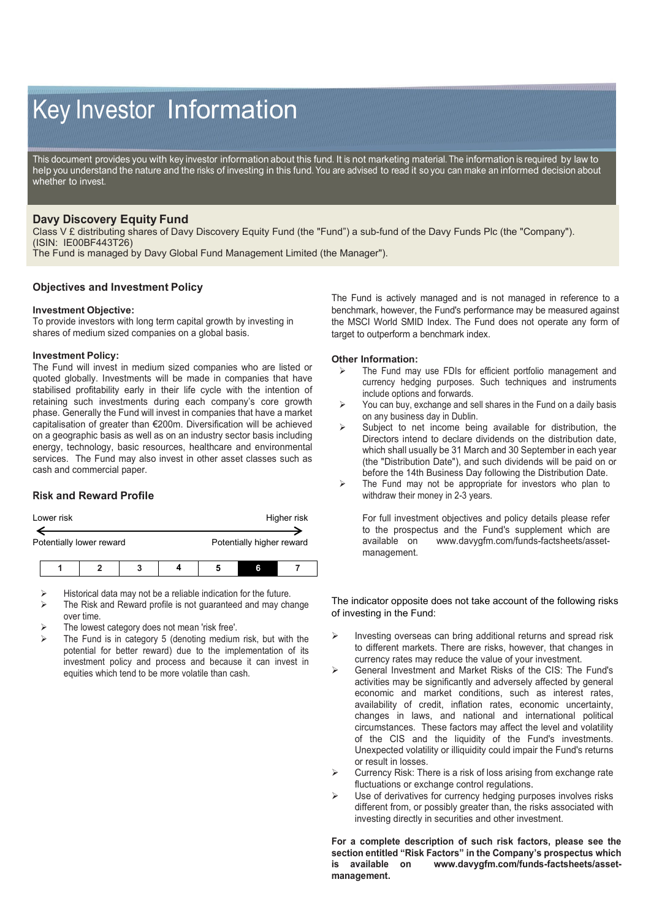# Key Investor Information

This document provides you with key investor information about this fund. It is not marketing material. The information is required by law to help you understand the nature and the risks of investing in this fund. You are advised to read it so you can make an informed decision about whether to invest.

## Davy Discovery Equity Fund

Class V £ distributing shares of Davy Discovery Equity Fund (the "Fund") a sub-fund of the Davy Funds Plc (the "Company"). (ISIN: IE00BF443T26)
The Fund is managed by Davy Global Fund Management Limited (the Manager").

### Objectives and Investment Policy

**Investment Objective:**
To provide investors with long term capital growth by investing in shares of medium sized companies on a global basis.

**Investment Policy:**
The Fund will invest in medium sized companies who are listed or quoted globally. Investments will be made in companies that have stabilised profitability early in their life cycle with the intention of retaining such investments during each company's core growth phase. Generally the Fund will invest in companies that have a market capitalisation of greater than €200m. Diversification will be achieved on a geographic basis as well as on an industry sector basis including energy, technology, basic resources, healthcare and environmental services. The Fund may also invest in other asset classes such as cash and commercial paper.

The Fund is actively managed and is not managed in reference to a benchmark, however, the Fund's performance may be measured against the MSCI World SMID Index. The Fund does not operate any form of target to outperform a benchmark index.

**Other Information:**

- The Fund may use FDIs for efficient portfolio management and currency hedging purposes. Such techniques and instruments include options and forwards.
- You can buy, exchange and sell shares in the Fund on a daily basis on any business day in Dublin.
- Subject to net income being available for distribution, the Directors intend to declare dividends on the distribution date, which shall usually be 31 March and 30 September in each year (the "Distribution Date"), and such dividends will be paid on or before the 14th Business Day following the Distribution Date.
- The Fund may not be appropriate for investors who plan to withdraw their money in 2-3 years.

For full investment objectives and policy details please refer to the prospectus and the Fund's supplement which are available on www.davygfm.com/funds-factsheets/asset-management.

### Risk and Reward Profile

Lower risk — Higher risk

Potentially lower reward — Potentially higher reward

| | | | | | | |
|---|---|---|---|---|---|---|
| 1 | 2 | 3 | 4 | 5 | **6** | 7 |

- Historical data may not be a reliable indication for the future.
- The Risk and Reward profile is not guaranteed and may change over time.
- The lowest category does not mean 'risk free'.
- The Fund is in category 5 (denoting medium risk, but with the potential for better reward) due to the implementation of its investment policy and process and because it can invest in equities which tend to be more volatile than cash.

The indicator opposite does not take account of the following risks of investing in the Fund:

- Investing overseas can bring additional returns and spread risk to different markets. There are risks, however, that changes in currency rates may reduce the value of your investment.
- General Investment and Market Risks of the CIS: The Fund's activities may be significantly and adversely affected by general economic and market conditions, such as interest rates, availability of credit, inflation rates, economic uncertainty, changes in laws, and national and international political circumstances. These factors may affect the level and volatility of the CIS and the liquidity of the Fund's investments. Unexpected volatility or illiquidity could impair the Fund's returns or result in losses.
- Currency Risk: There is a risk of loss arising from exchange rate fluctuations or exchange control regulations.
- Use of derivatives for currency hedging purposes involves risks different from, or possibly greater than, the risks associated with investing directly in securities and other investment.

**For a complete description of such risk factors, please see the section entitled "Risk Factors" in the Company's prospectus which is available on www.davygfm.com/funds-factsheets/asset-management.**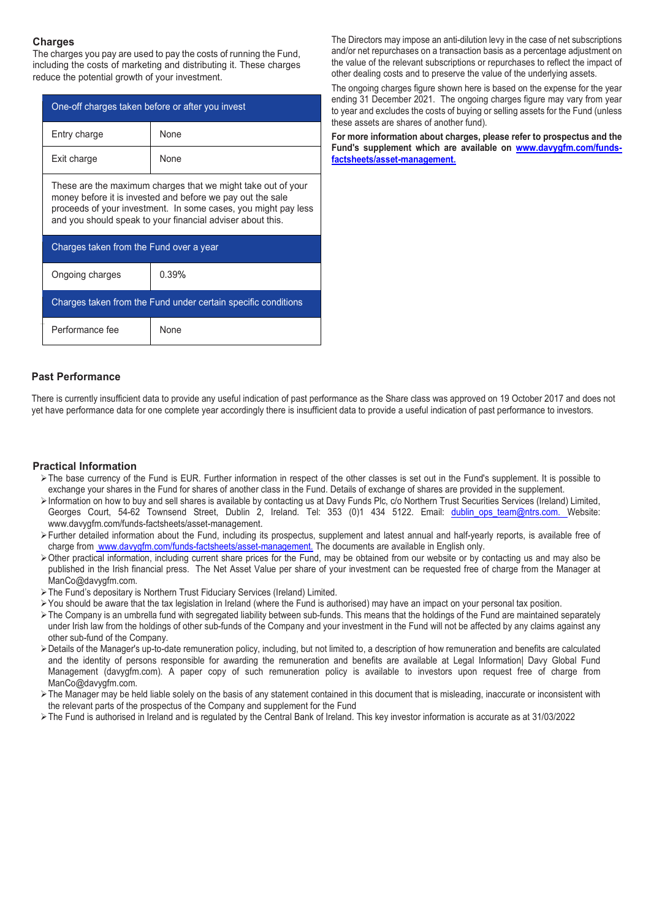## Charges

The charges you pay are used to pay the costs of running the Fund, including the costs of marketing and distributing it. These charges reduce the potential growth of your investment.

| One-off charges taken before or after you invest | |
|---|---|
| Entry charge | None |
| Exit charge | None |
| These are the maximum charges that we might take out of your money before it is invested and before we pay out the sale proceeds of your investment. In some cases, you might pay less and you should speak to your financial adviser about this. | |
| **Charges taken from the Fund over a year** | |
| Ongoing charges | 0.39% |
| **Charges taken from the Fund under certain specific conditions** | |
| Performance fee | None |

The Directors may impose an anti-dilution levy in the case of net subscriptions and/or net repurchases on a transaction basis as a percentage adjustment on the value of the relevant subscriptions or repurchases to reflect the impact of other dealing costs and to preserve the value of the underlying assets.

The ongoing charges figure shown here is based on the expense for the year ending 31 December 2021. The ongoing charges figure may vary from year to year and excludes the costs of buying or selling assets for the Fund (unless these assets are shares of another fund).

**For more information about charges, please refer to prospectus and the Fund's supplement which are available on www.davygfm.com/funds-factsheets/asset-management.**

## Past Performance

There is currently insufficient data to provide any useful indication of past performance as the Share class was approved on 19 October 2017 and does not yet have performance data for one complete year accordingly there is insufficient data to provide a useful indication of past performance to investors.

## Practical Information

- The base currency of the Fund is EUR. Further information in respect of the other classes is set out in the Fund's supplement. It is possible to exchange your shares in the Fund for shares of another class in the Fund. Details of exchange of shares are provided in the supplement.
- Information on how to buy and sell shares is available by contacting us at Davy Funds Plc, c/o Northern Trust Securities Services (Ireland) Limited, Georges Court, 54-62 Townsend Street, Dublin 2, Ireland. Tel: 353 (0)1 434 5122. Email: dublin_ops_team@ntrs.com. Website: www.davygfm.com/funds-factsheets/asset-management.
- Further detailed information about the Fund, including its prospectus, supplement and latest annual and half-yearly reports, is available free of charge from www.davygfm.com/funds-factsheets/asset-management. The documents are available in English only.
- Other practical information, including current share prices for the Fund, may be obtained from our website or by contacting us and may also be published in the Irish financial press. The Net Asset Value per share of your investment can be requested free of charge from the Manager at ManCo@davygfm.com.
- The Fund's depositary is Northern Trust Fiduciary Services (Ireland) Limited.
- You should be aware that the tax legislation in Ireland (where the Fund is authorised) may have an impact on your personal tax position.
- The Company is an umbrella fund with segregated liability between sub-funds. This means that the holdings of the Fund are maintained separately under Irish law from the holdings of other sub-funds of the Company and your investment in the Fund will not be affected by any claims against any other sub-fund of the Company.
- Details of the Manager's up-to-date remuneration policy, including, but not limited to, a description of how remuneration and benefits are calculated and the identity of persons responsible for awarding the remuneration and benefits are available at Legal Information| Davy Global Fund Management (davygfm.com). A paper copy of such remuneration policy is available to investors upon request free of charge from ManCo@davygfm.com.
- The Manager may be held liable solely on the basis of any statement contained in this document that is misleading, inaccurate or inconsistent with the relevant parts of the prospectus of the Company and supplement for the Fund
- The Fund is authorised in Ireland and is regulated by the Central Bank of Ireland. This key investor information is accurate as at 31/03/2022